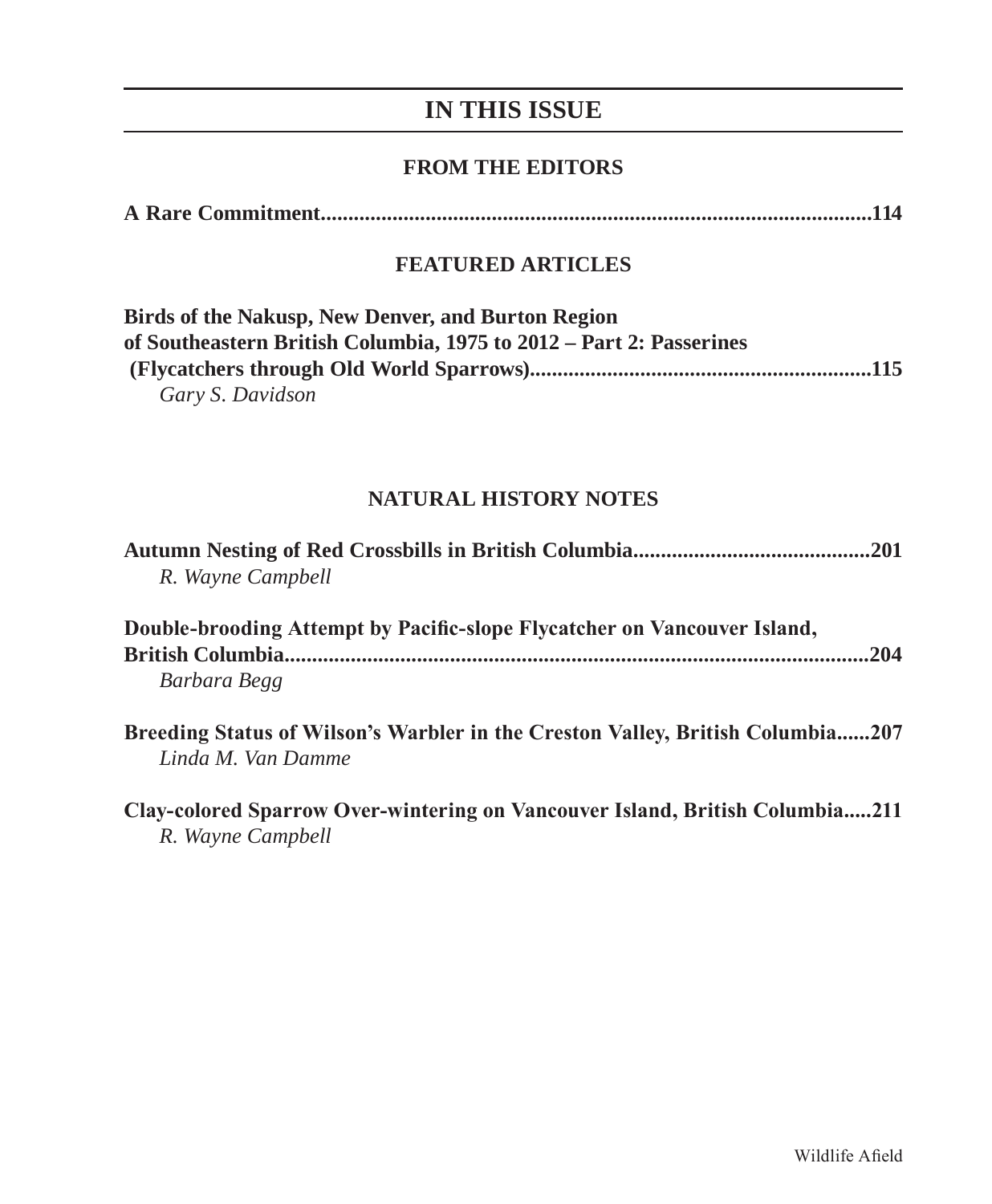# IN THIS ISSUE

## FROM THE EDITORS

**A Rare Commitment....................................................................................................114**

## FEATURED ARTICLES

**Birds of the Nakusp, New Denver, and Burton Region of Southeastern British Columbia, 1975 to 2012 – Part 2: Passerines (Flycatchers through Old World Sparrows)..............................................................115**
*Gary S. Davidson*

## NATURAL HISTORY NOTES

**Autumn Nesting of Red Crossbills in British Columbia...........................................201**
*R. Wayne Campbell*

**Double-brooding Attempt by Pacific-slope Flycatcher on Vancouver Island, British Columbia...........................................................................................................204**
*Barbara Begg*

**Breeding Status of Wilson's Warbler in the Creston Valley, British Columbia......207**
*Linda M. Van Damme*

**Clay-colored Sparrow Over-wintering on Vancouver Island, British Columbia.....211**
*R. Wayne Campbell*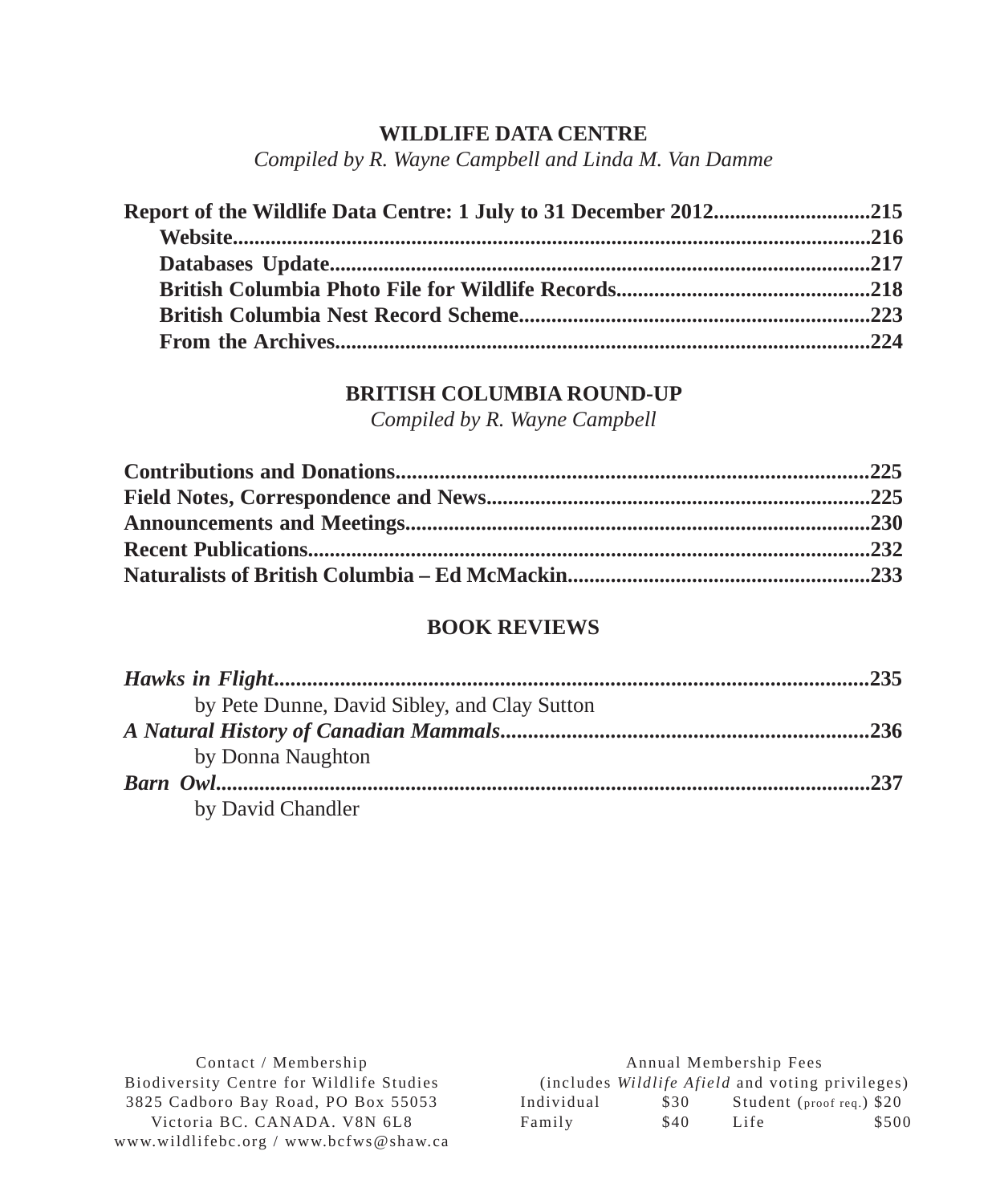## WILDLIFE DATA CENTRE

*Compiled by R. Wayne Campbell and Linda M. Van Damme*

**Report of the Wildlife Data Centre: 1 July to 31 December 2012............................215**

- **Website........................................................................................................216**
- **Databases Update.......................................................................................217**
- **British Columbia Photo File for Wildlife Records.............................................218**
- **British Columbia Nest Record Scheme..............................................................223**
- **From the Archives.......................................................................................224**

## BRITISH COLUMBIA ROUND-UP

*Compiled by R. Wayne Campbell*

**Contributions and Donations.....................................................................................225**
**Field Notes, Correspondence and News......................................................................225**
**Announcements and Meetings.....................................................................................230**
**Recent Publications......................................................................................................232**
**Naturalists of British Columbia – Ed McMackin.........................................................233**

## BOOK REVIEWS

***Hawks in Flight*..............................................................................................................235**
by Pete Dunne, David Sibley, and Clay Sutton

***A Natural History of Canadian Mammals*..................................................................236**
by Donna Naughton

***Barn Owl*........................................................................................................................237**
by David Chandler

Contact / Membership
Biodiversity Centre for Wildlife Studies
3825 Cadboro Bay Road, PO Box 55053
Victoria BC. CANADA. V8N 6L8
www.wildlifebc.org / www.bcfws@shaw.ca

Annual Membership Fees
(includes *Wildlife Afield* and voting privileges)

| | | | |
|---|---|---|---|
| Individual | $30 | Student (proof req.) | $20 |
| Family | $40 | Life | $500 |